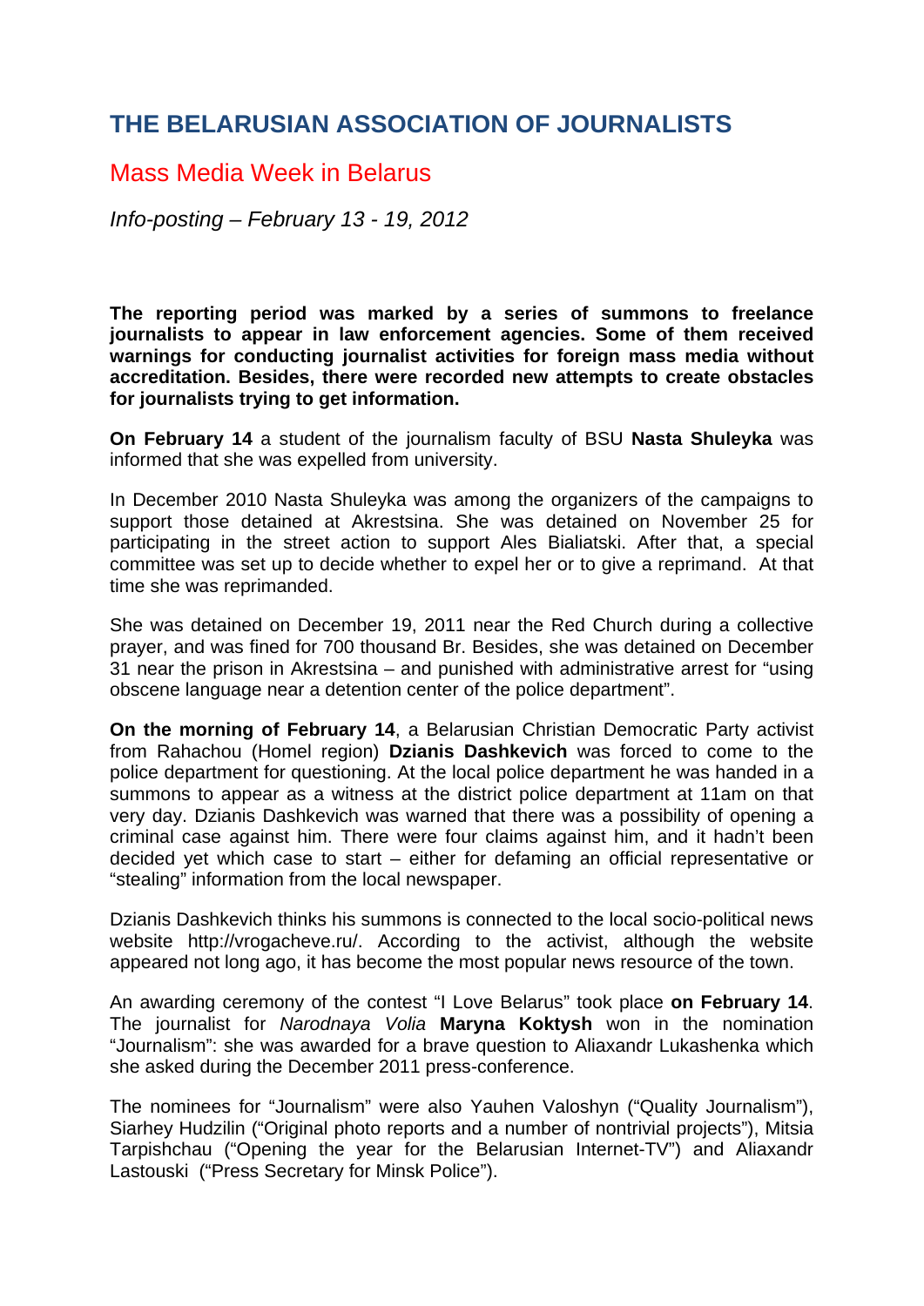# THE BELARUSIAN ASSOCIATION OF JOURNALISTS

## Mass Media Week in Belarus

*Info-posting – February 13 - 19, 2012*

**The reporting period was marked by a series of summons to freelance journalists to appear in law enforcement agencies. Some of them received warnings for conducting journalist activities for foreign mass media without accreditation. Besides, there were recorded new attempts to create obstacles for journalists trying to get information.**

**On February 14** a student of the journalism faculty of BSU **Nasta Shuleyka** was informed that she was expelled from university.

In December 2010 Nasta Shuleyka was among the organizers of the campaigns to support those detained at Akrestsina. She was detained on November 25 for participating in the street action to support Ales Bialiatski. After that, a special committee was set up to decide whether to expel her or to give a reprimand. At that time she was reprimanded.

She was detained on December 19, 2011 near the Red Church during a collective prayer, and was fined for 700 thousand Br. Besides, she was detained on December 31 near the prison in Akrestsina – and punished with administrative arrest for "using obscene language near a detention center of the police department".

**On the morning of February 14**, a Belarusian Christian Democratic Party activist from Rahachou (Homel region) **Dzianis Dashkevich** was forced to come to the police department for questioning. At the local police department he was handed in a summons to appear as a witness at the district police department at 11am on that very day. Dzianis Dashkevich was warned that there was a possibility of opening a criminal case against him. There were four claims against him, and it hadn't been decided yet which case to start – either for defaming an official representative or "stealing" information from the local newspaper.

Dzianis Dashkevich thinks his summons is connected to the local socio-political news website http://vrogacheve.ru/. According to the activist, although the website appeared not long ago, it has become the most popular news resource of the town.

An awarding ceremony of the contest "I Love Belarus" took place **on February 14**. The journalist for *Narodnaya Volia* **Maryna Koktysh** won in the nomination "Journalism": she was awarded for a brave question to Aliaxandr Lukashenka which she asked during the December 2011 press-conference.

The nominees for "Journalism" were also Yauhen Valoshyn ("Quality Journalism"), Siarhey Hudzilin ("Original photo reports and a number of nontrivial projects"), Mitsia Tarpishchau ("Opening the year for the Belarusian Internet-TV") and Aliaxandr Lastouski ("Press Secretary for Minsk Police").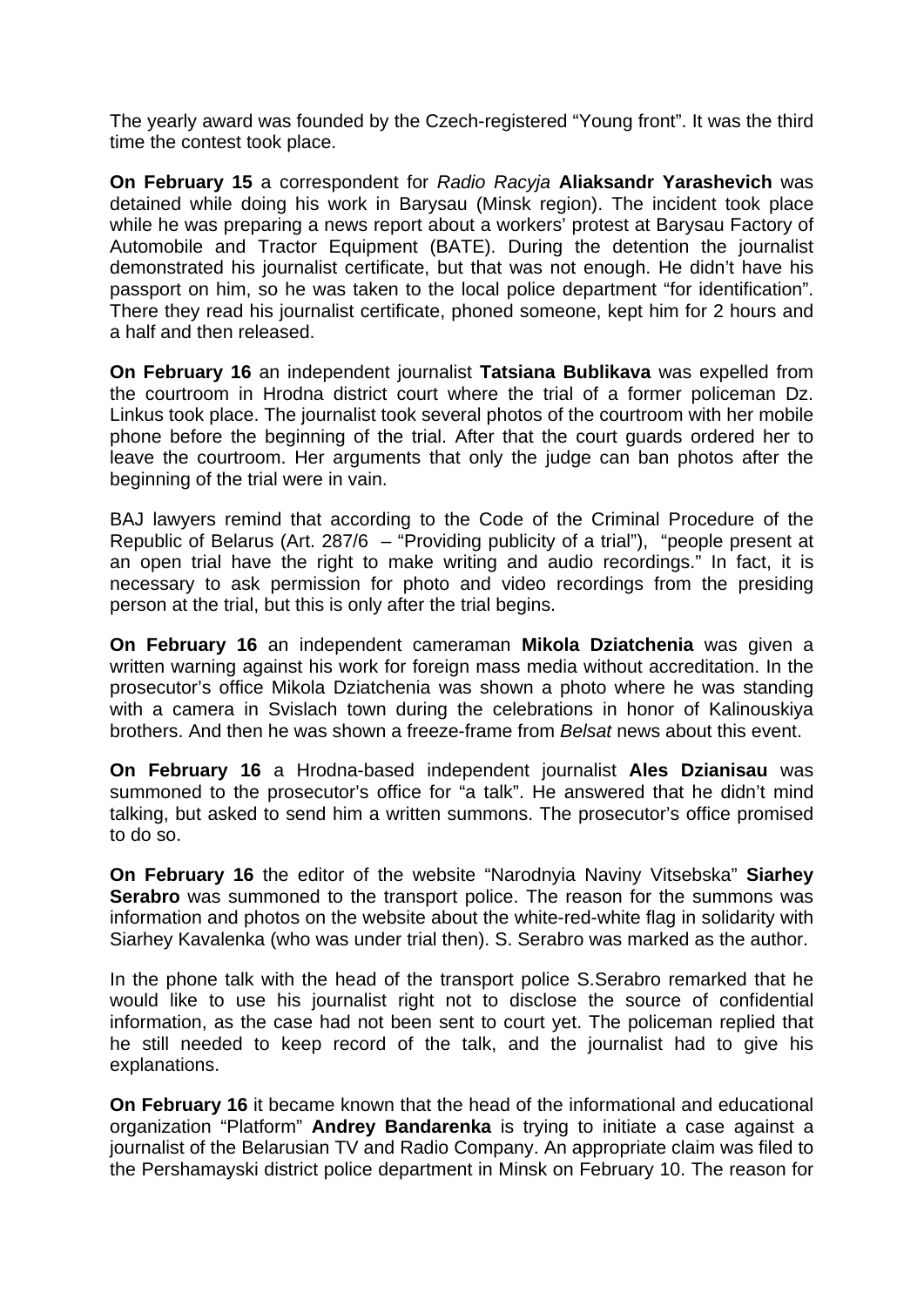The yearly award was founded by the Czech-registered “Young front”. It was the third time the contest took place.

**On February 15** a correspondent for *Radio Racyja* **Aliaksandr Yarashevich** was detained while doing his work in Barysau (Minsk region). The incident took place while he was preparing a news report about a workers’ protest at Barysau Factory of Automobile and Tractor Equipment (BATE). During the detention the journalist demonstrated his journalist certificate, but that was not enough. He didn’t have his passport on him, so he was taken to the local police department “for identification”. There they read his journalist certificate, phoned someone, kept him for 2 hours and a half and then released.

**On February 16** an independent journalist **Tatsiana Bublikava** was expelled from the courtroom in Hrodna district court where the trial of a former policeman Dz. Linkus took place. The journalist took several photos of the courtroom with her mobile phone before the beginning of the trial. After that the court guards ordered her to leave the courtroom. Her arguments that only the judge can ban photos after the beginning of the trial were in vain.

BAJ lawyers remind that according to the Code of the Criminal Procedure of the Republic of Belarus (Art. 287/6 – “Providing publicity of a trial”), “people present at an open trial have the right to make writing and audio recordings.” In fact, it is necessary to ask permission for photo and video recordings from the presiding person at the trial, but this is only after the trial begins.

**On February 16** an independent cameraman **Mikola Dziatchenia** was given a written warning against his work for foreign mass media without accreditation. In the prosecutor’s office Mikola Dziatchenia was shown a photo where he was standing with a camera in Svislach town during the celebrations in honor of Kalinouskiya brothers. And then he was shown a freeze-frame from *Belsat* news about this event.

**On February 16** a Hrodna-based independent journalist **Ales Dzianisau** was summoned to the prosecutor’s office for “a talk”. He answered that he didn’t mind talking, but asked to send him a written summons. The prosecutor’s office promised to do so.

**On February 16** the editor of the website “Narodnyia Naviny Vitsebska” **Siarhey Serabro** was summoned to the transport police. The reason for the summons was information and photos on the website about the white-red-white flag in solidarity with Siarhey Kavalenka (who was under trial then). S. Serabro was marked as the author.

In the phone talk with the head of the transport police S.Serabro remarked that he would like to use his journalist right not to disclose the source of confidential information, as the case had not been sent to court yet. The policeman replied that he still needed to keep record of the talk, and the journalist had to give his explanations.

**On February 16** it became known that the head of the informational and educational organization “Platform” **Andrey Bandarenka** is trying to initiate a case against a journalist of the Belarusian TV and Radio Company. An appropriate claim was filed to the Pershamayski district police department in Minsk on February 10. The reason for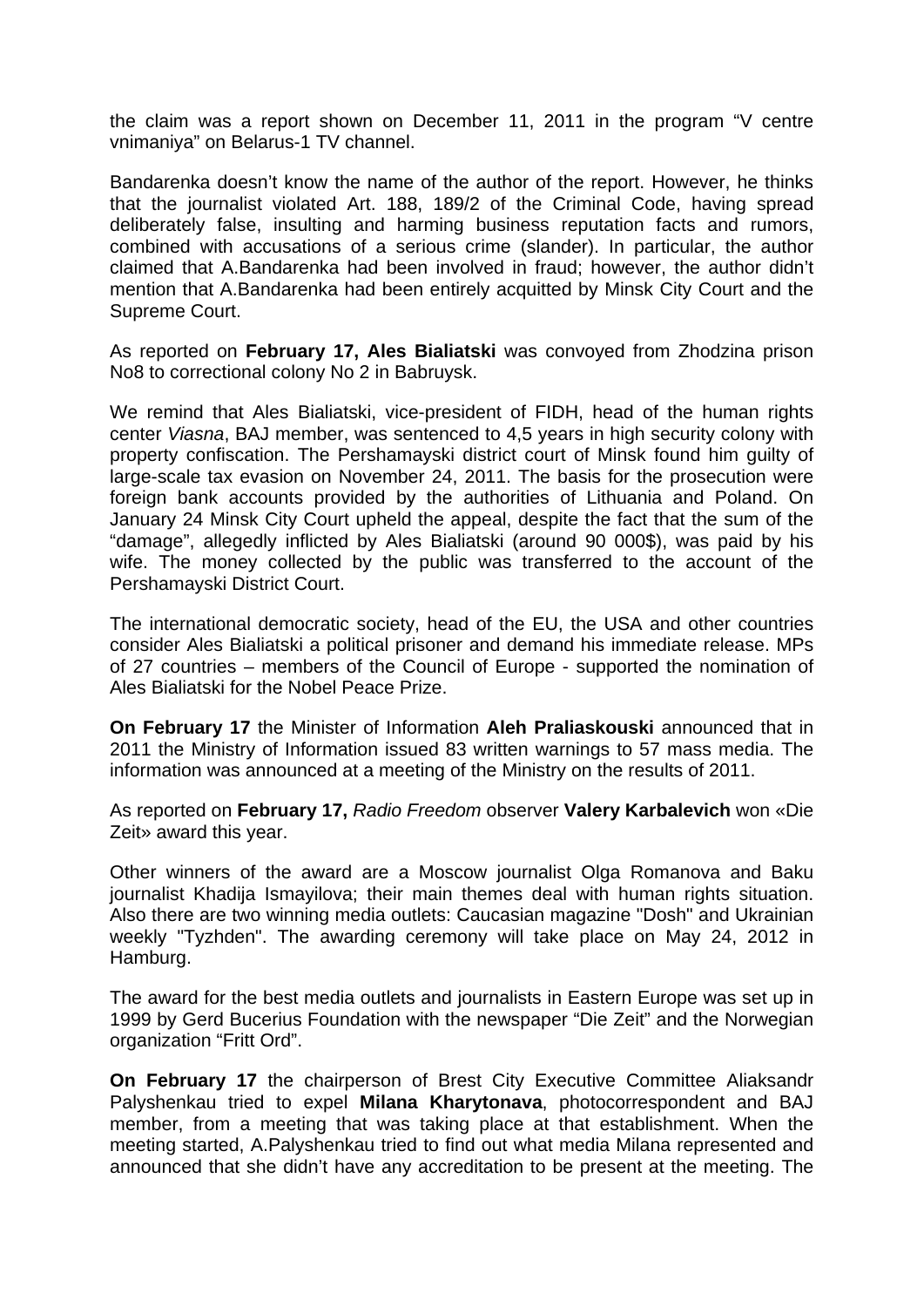the claim was a report shown on December 11, 2011 in the program “V centre vnimaniya” on Belarus-1 TV channel.

Bandarenka doesn’t know the name of the author of the report. However, he thinks that the journalist violated Art. 188, 189/2 of the Criminal Code, having spread deliberately false, insulting and harming business reputation facts and rumors, combined with accusations of a serious crime (slander). In particular, the author claimed that A.Bandarenka had been involved in fraud; however, the author didn’t mention that A.Bandarenka had been entirely acquitted by Minsk City Court and the Supreme Court.

As reported on **February 17, Ales Bialiatski** was convoyed from Zhodzina prison No8 to correctional colony No 2 in Babruysk.

We remind that Ales Bialiatski, vice-president of FIDH, head of the human rights center *Viasna*, BAJ member, was sentenced to 4,5 years in high security colony with property confiscation. The Pershamayski district court of Minsk found him guilty of large-scale tax evasion on November 24, 2011. The basis for the prosecution were foreign bank accounts provided by the authorities of Lithuania and Poland. On January 24 Minsk City Court upheld the appeal, despite the fact that the sum of the “damage”, allegedly inflicted by Ales Bialiatski (around 90 000$), was paid by his wife. The money collected by the public was transferred to the account of the Pershamayski District Court.

The international democratic society, head of the EU, the USA and other countries consider Ales Bialiatski a political prisoner and demand his immediate release. MPs of 27 countries – members of the Council of Europe - supported the nomination of Ales Bialiatski for the Nobel Peace Prize.

**On February 17** the Minister of Information **Aleh Praliaskouski** announced that in 2011 the Ministry of Information issued 83 written warnings to 57 mass media. The information was announced at a meeting of the Ministry on the results of 2011.

As reported on **February 17,** *Radio Freedom* observer **Valery Karbalevich** won «Die Zeit» award this year.

Other winners of the award are a Moscow journalist Olga Romanova and Baku journalist Khadija Ismayilova; their main themes deal with human rights situation. Also there are two winning media outlets: Caucasian magazine "Dosh" and Ukrainian weekly "Tyzhden". The awarding ceremony will take place on May 24, 2012 in Hamburg.

The award for the best media outlets and journalists in Eastern Europe was set up in 1999 by Gerd Bucerius Foundation with the newspaper “Die Zeit” and the Norwegian organization “Fritt Ord”.

**On February 17** the chairperson of Brest City Executive Committee Aliaksandr Palyshenkau tried to expel **Milana Kharytonava**, photocorrespondent and BAJ member, from a meeting that was taking place at that establishment. When the meeting started, A.Palyshenkau tried to find out what media Milana represented and announced that she didn’t have any accreditation to be present at the meeting. The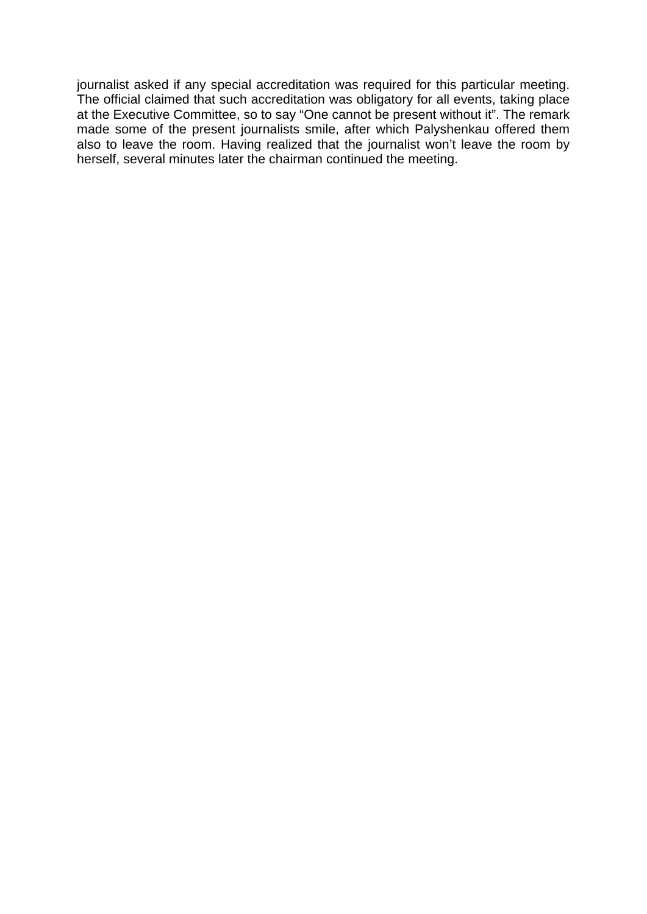journalist asked if any special accreditation was required for this particular meeting. The official claimed that such accreditation was obligatory for all events, taking place at the Executive Committee, so to say “One cannot be present without it”. The remark made some of the present journalists smile, after which Palyshenkau offered them also to leave the room. Having realized that the journalist won’t leave the room by herself, several minutes later the chairman continued the meeting.